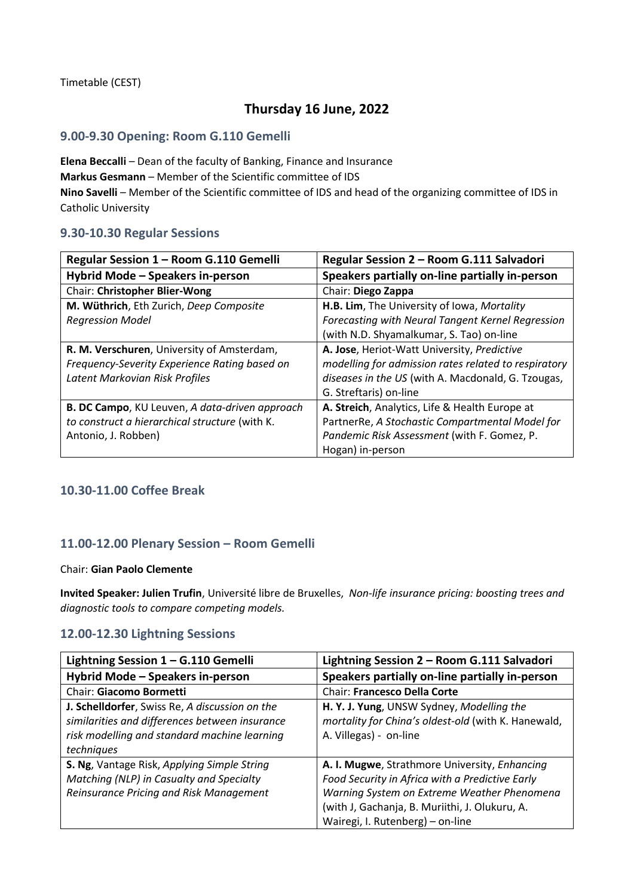Timetable (CEST)

# Thursday 16 June, 2022

## 9.00-9.30 Opening: Room G.110 Gemelli

**Elena Beccalli** – Dean of the faculty of Banking, Finance and Insurance
**Markus Gesmann** – Member of the Scientific committee of IDS
**Nino Savelli** – Member of the Scientific committee of IDS and head of the organizing committee of IDS in Catholic University

## 9.30-10.30 Regular Sessions

| Regular Session 1 – Room G.110 Gemelli | Regular Session 2 – Room G.111 Salvadori |
|---|---|
| **Hybrid Mode – Speakers in-person** | **Speakers partially on-line partially in-person** |
| Chair: **Christopher Blier-Wong** | Chair: **Diego Zappa** |
| **M. Wüthrich**, Eth Zurich, *Deep Composite Regression Model* | **H.B. Lim**, The University of Iowa, *Mortality Forecasting with Neural Tangent Kernel Regression* (with N.D. Shyamalkumar, S. Tao) on-line |
| **R. M. Verschuren**, University of Amsterdam, *Frequency-Severity Experience Rating based on Latent Markovian Risk Profiles* | **A. Jose**, Heriot-Watt University, *Predictive modelling for admission rates related to respiratory diseases in the US* (with A. Macdonald, G. Tzougas, G. Streftaris) on-line |
| **B. DC Campo**, KU Leuven, *A data-driven approach to construct a hierarchical structure* (with K. Antonio, J. Robben) | **A. Streich**, Analytics, Life & Health Europe at PartnerRe, *A Stochastic Compartmental Model for Pandemic Risk Assessment* (with F. Gomez, P. Hogan) in-person |

## 10.30-11.00 Coffee Break

## 11.00-12.00 Plenary Session – Room Gemelli

Chair: **Gian Paolo Clemente**

**Invited Speaker: Julien Trufin**, Université libre de Bruxelles, *Non-life insurance pricing: boosting trees and diagnostic tools to compare competing models.*

## 12.00-12.30 Lightning Sessions

| Lightning Session 1 – G.110 Gemelli | Lightning Session 2 – Room G.111 Salvadori |
|---|---|
| **Hybrid Mode – Speakers in-person** | **Speakers partially on-line partially in-person** |
| Chair: **Giacomo Bormetti** | Chair: **Francesco Della Corte** |
| **J. Schelldorfer**, Swiss Re, *A discussion on the similarities and differences between insurance risk modelling and standard machine learning techniques* | **H. Y. J. Yung**, UNSW Sydney, *Modelling the mortality for China's oldest-old* (with K. Hanewald, A. Villegas) - on-line |
| **S. Ng**, Vantage Risk, *Applying Simple String Matching (NLP) in Casualty and Specialty Reinsurance Pricing and Risk Management* | **A. I. Mugwe**, Strathmore University, *Enhancing Food Security in Africa with a Predictive Early Warning System on Extreme Weather Phenomena* (with J, Gachanja, B. Muriithi, J. Olukuru, A. Wairegi, I. Rutenberg) – on-line |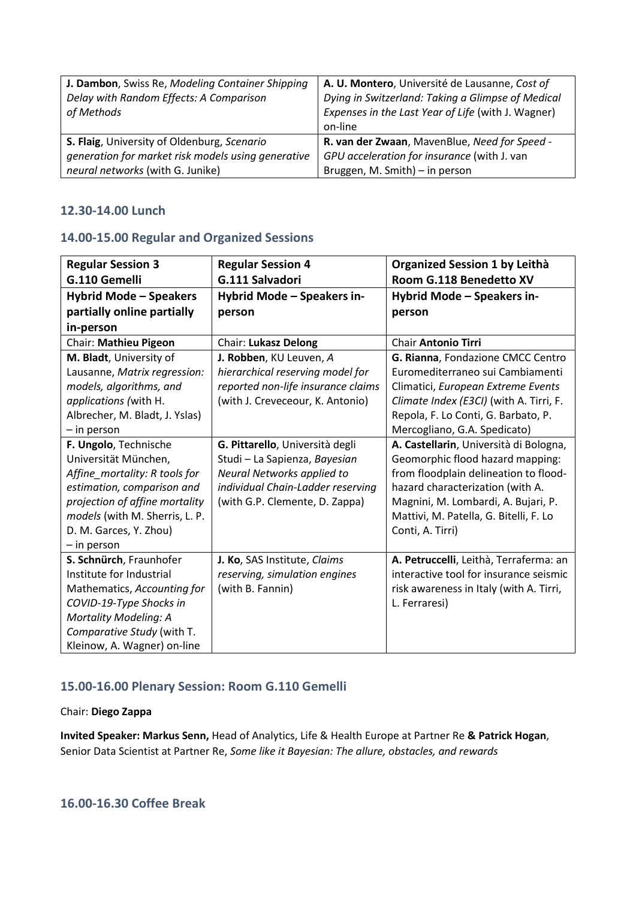| **J. Dambon**, Swiss Re, *Modeling Container Shipping Delay with Random Effects: A Comparison of Methods* | **A. U. Montero**, Université de Lausanne, *Cost of Dying in Switzerland: Taking a Glimpse of Medical Expenses in the Last Year of Life* (with J. Wagner) on-line |
|---|---|
| **S. Flaig**, University of Oldenburg, *Scenario generation for market risk models using generative neural networks* (with G. Junike) | **R. van der Zwaan**, MavenBlue, *Need for Speed - GPU acceleration for insurance* (with J. van Bruggen, M. Smith) – in person |

## 12.30-14.00 Lunch

## 14.00-15.00 Regular and Organized Sessions

| **Regular Session 3**<br>**G.110 Gemelli** | **Regular Session 4**<br>**G.111 Salvadori** | **Organized Session 1 by Leithà**<br>**Room G.118 Benedetto XV** |
|---|---|---|
| **Hybrid Mode – Speakers partially online partially in-person** | **Hybrid Mode – Speakers in-person** | **Hybrid Mode – Speakers in-person** |
| Chair: **Mathieu Pigeon** | Chair: **Lukasz Delong** | Chair **Antonio Tirri** |
| **M. Bladt**, University of Lausanne, *Matrix regression: models, algorithms, and applications (*with H. Albrecher, M. Bladt, J. Yslas) – in person | **J. Robben**, KU Leuven, *A hierarchical reserving model for reported non-life insurance claims* (with J. Creveceour, K. Antonio) | **G. Rianna**, Fondazione CMCC Centro Euromediterraneo sui Cambiamenti Climatici, *European Extreme Events Climate Index (E3CI)* (with A. Tirri, F. Repola, F. Lo Conti, G. Barbato, P. Mercogliano, G.A. Spedicato) |
| **F. Ungolo**, Technische Universität München, *Affine_mortality: R tools for estimation, comparison and projection of affine mortality models* (with M. Sherris, L. P. D. M. Garces, Y. Zhou) – in person | **G. Pittarello**, Università degli Studi – La Sapienza, *Bayesian Neural Networks applied to individual Chain-Ladder reserving* (with G.P. Clemente, D. Zappa) | **A. Castellarin**, Università di Bologna, Geomorphic flood hazard mapping: from floodplain delineation to flood-hazard characterization (with A. Magnini, M. Lombardi, A. Bujari, P. Mattivi, M. Patella, G. Bitelli, F. Lo Conti, A. Tirri) |
| **S. Schnürch**, Fraunhofer Institute for Industrial Mathematics, *Accounting for COVID-19-Type Shocks in Mortality Modeling: A Comparative Study* (with T. Kleinow, A. Wagner) on-line | **J. Ko**, SAS Institute, *Claims reserving, simulation engines* (with B. Fannin) | **A. Petruccelli**, Leithà, Terraferma: an interactive tool for insurance seismic risk awareness in Italy (with A. Tirri, L. Ferraresi) |

## 15.00-16.00 Plenary Session: Room G.110 Gemelli

Chair: **Diego Zappa**

**Invited Speaker: Markus Senn,** Head of Analytics, Life & Health Europe at Partner Re **& Patrick Hogan**, Senior Data Scientist at Partner Re, *Some like it Bayesian: The allure, obstacles, and rewards*

## 16.00-16.30 Coffee Break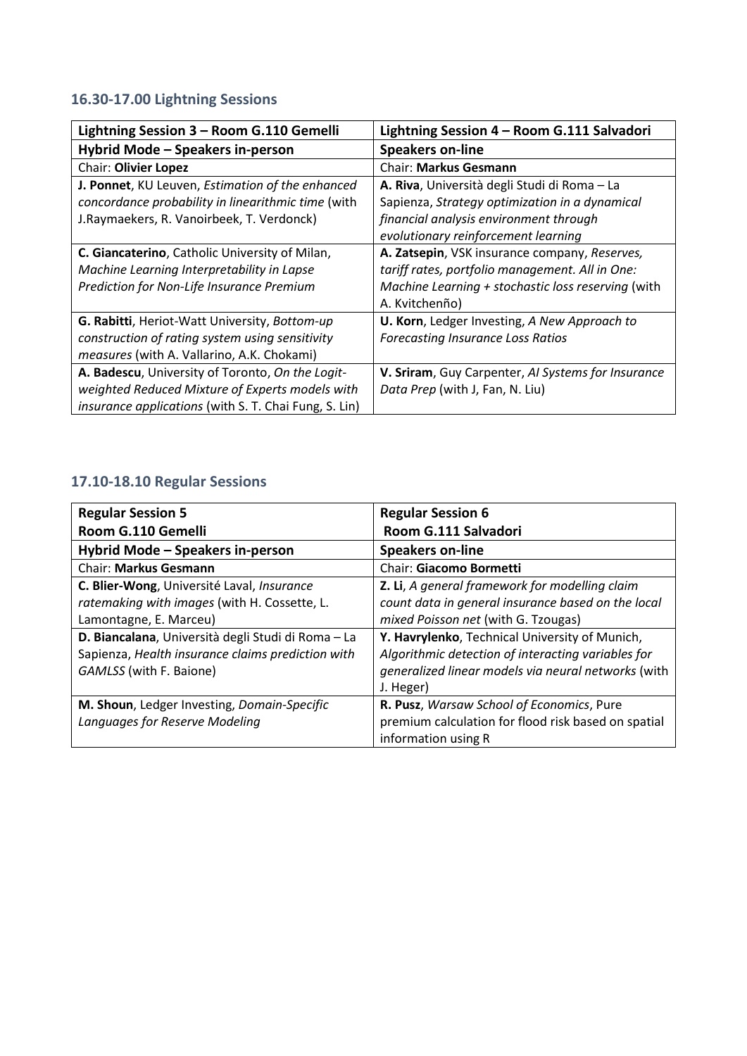### 16.30-17.00 Lightning Sessions

| Lightning Session 3 – Room G.110 Gemelli | Lightning Session 4 – Room G.111 Salvadori |
|---|---|
| **Hybrid Mode – Speakers in-person** | **Speakers on-line** |
| Chair: **Olivier Lopez** | Chair: **Markus Gesmann** |
| **J. Ponnet**, KU Leuven, *Estimation of the enhanced concordance probability in linearithmic time* (with J.Raymaekers, R. Vanoirbeek, T. Verdonck) | **A. Riva**, Università degli Studi di Roma – La Sapienza, *Strategy optimization in a dynamical financial analysis environment through evolutionary reinforcement learning* |
| **C. Giancaterino**, Catholic University of Milan, *Machine Learning Interpretability in Lapse Prediction for Non-Life Insurance Premium* | **A. Zatsepin**, VSK insurance company, *Reserves, tariff rates, portfolio management. All in One: Machine Learning + stochastic loss reserving* (with A. Kvitchenño) |
| **G. Rabitti**, Heriot-Watt University, *Bottom-up construction of rating system using sensitivity measures* (with A. Vallarino, A.K. Chokami) | **U. Korn**, Ledger Investing, *A New Approach to Forecasting Insurance Loss Ratios* |
| **A. Badescu**, University of Toronto, *On the Logit-weighted Reduced Mixture of Experts models with insurance applications* (with S. T. Chai Fung, S. Lin) | **V. Sriram**, Guy Carpenter, *AI Systems for Insurance Data Prep* (with J, Fan, N. Liu) |

### 17.10-18.10 Regular Sessions

| Regular Session 5<br>Room G.110 Gemelli | Regular Session 6<br>Room G.111 Salvadori |
|---|---|
| **Hybrid Mode – Speakers in-person** | **Speakers on-line** |
| Chair: **Markus Gesmann** | Chair: **Giacomo Bormetti** |
| **C. Blier-Wong**, Université Laval, *Insurance ratemaking with images* (with H. Cossette, L. Lamontagne, E. Marceu) | **Z. Li**, *A general framework for modelling claim count data in general insurance based on the local mixed Poisson net* (with G. Tzougas) |
| **D. Biancalana**, Università degli Studi di Roma – La Sapienza, *Health insurance claims prediction with GAMLSS* (with F. Baione) | **Y. Havrylenko**, Technical University of Munich, *Algorithmic detection of interacting variables for generalized linear models via neural networks* (with J. Heger) |
| **M. Shoun**, Ledger Investing, *Domain-Specific Languages for Reserve Modeling* | **R. Pusz**, *Warsaw School of Economics*, Pure premium calculation for flood risk based on spatial information using R |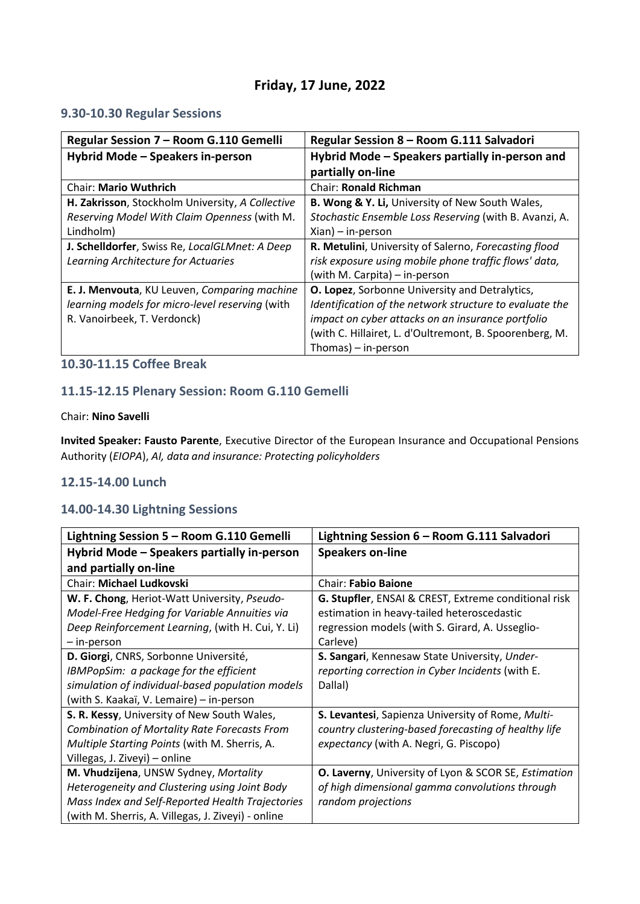# Friday, 17 June, 2022

## 9.30-10.30 Regular Sessions

| Regular Session 7 – Room G.110 Gemelli | Regular Session 8 – Room G.111 Salvadori |
|---|---|
| **Hybrid Mode – Speakers in-person** | **Hybrid Mode – Speakers partially in-person and partially on-line** |
| Chair: **Mario Wuthrich** | Chair: **Ronald Richman** |
| **H. Zakrisson**, Stockholm University, *A Collective Reserving Model With Claim Openness* (with M. Lindholm) | **B. Wong & Y. Li,** University of New South Wales, *Stochastic Ensemble Loss Reserving* (with B. Avanzi, A. Xian) – in-person |
| **J. Schelldorfer**, Swiss Re, *LocalGLMnet: A Deep Learning Architecture for Actuaries* | **R. Metulini**, University of Salerno, *Forecasting flood risk exposure using mobile phone traffic flows' data,* (with M. Carpita) – in-person |
| **E. J. Menvouta**, KU Leuven, *Comparing machine learning models for micro-level reserving* (with R. Vanoirbeek, T. Verdonck) | **O. Lopez**, Sorbonne University and Detralytics, *Identification of the network structure to evaluate the impact on cyber attacks on an insurance portfolio* (with C. Hillairet, L. d'Oultremont, B. Spoorenberg, M. Thomas) – in-person |

## 10.30-11.15 Coffee Break

## 11.15-12.15 Plenary Session: Room G.110 Gemelli

Chair: **Nino Savelli**

**Invited Speaker: Fausto Parente**, Executive Director of the European Insurance and Occupational Pensions Authority (*EIOPA*), *AI, data and insurance: Protecting policyholders*

## 12.15-14.00 Lunch

## 14.00-14.30 Lightning Sessions

| Lightning Session 5 – Room G.110 Gemelli | Lightning Session 6 – Room G.111 Salvadori |
|---|---|
| **Hybrid Mode – Speakers partially in-person and partially on-line** | **Speakers on-line** |
| Chair: **Michael Ludkovski** | Chair: **Fabio Baione** |
| **W. F. Chong**, Heriot-Watt University, *Pseudo-Model-Free Hedging for Variable Annuities via Deep Reinforcement Learning*, (with H. Cui, Y. Li) – in-person | **G. Stupfler**, ENSAI & CREST, Extreme conditional risk estimation in heavy-tailed heteroscedastic regression models (with S. Girard, A. Usseglio-Carleve) |
| **D. Giorgi**, CNRS, Sorbonne Université, *IBMPopSim: a package for the efficient simulation of individual-based population models* (with S. Kaakaï, V. Lemaire) – in-person | **S. Sangari**, Kennesaw State University, *Under-reporting correction in Cyber Incidents* (with E. Dallal) |
| **S. R. Kessy**, University of New South Wales, *Combination of Mortality Rate Forecasts From Multiple Starting Points* (with M. Sherris, A. Villegas, J. Ziveyi) – online | **S. Levantesi**, Sapienza University of Rome, *Multi-country clustering-based forecasting of healthy life expectancy* (with A. Negri, G. Piscopo) |
| **M. Vhudzijena**, UNSW Sydney, *Mortality Heterogeneity and Clustering using Joint Body Mass Index and Self-Reported Health Trajectories* (with M. Sherris, A. Villegas, J. Ziveyi) - online | **O. Laverny**, University of Lyon & SCOR SE, *Estimation of high dimensional gamma convolutions through random projections* |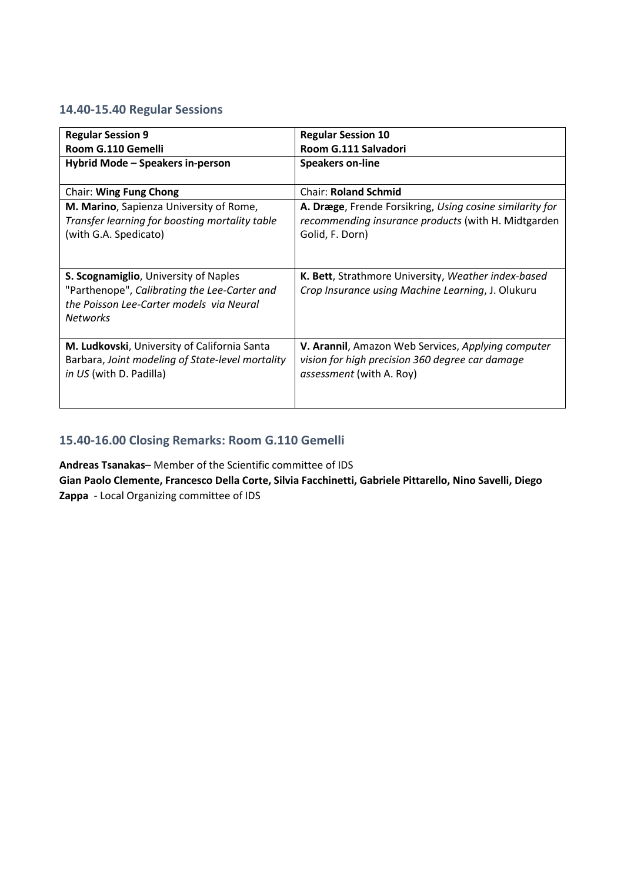## 14.40-15.40 Regular Sessions

| **Regular Session 9**<br>**Room G.110 Gemelli** | **Regular Session 10**<br>**Room G.111 Salvadori** |
|---|---|
| **Hybrid Mode – Speakers in-person** | **Speakers on-line** |
| Chair: **Wing Fung Chong** | Chair: **Roland Schmid** |
| **M. Marino**, Sapienza University of Rome, *Transfer learning for boosting mortality table* (with G.A. Spedicato) | **A. Dræge**, Frende Forsikring, *Using cosine similarity for recommending insurance products* (with H. Midtgarden Golid, F. Dorn) |
| **S. Scognamiglio**, University of Naples "Parthenope", *Calibrating the Lee-Carter and the Poisson Lee-Carter models via Neural Networks* | **K. Bett**, Strathmore University, *Weather index-based Crop Insurance using Machine Learning*, J. Olukuru |
| **M. Ludkovski**, University of California Santa Barbara, *Joint modeling of State-level mortality in US* (with D. Padilla) | **V. Arannil**, Amazon Web Services, *Applying computer vision for high precision 360 degree car damage assessment* (with A. Roy) |

## 15.40-16.00 Closing Remarks: Room G.110 Gemelli

**Andreas Tsanakas**– Member of the Scientific committee of IDS
**Gian Paolo Clemente, Francesco Della Corte, Silvia Facchinetti, Gabriele Pittarello, Nino Savelli, Diego Zappa** - Local Organizing committee of IDS